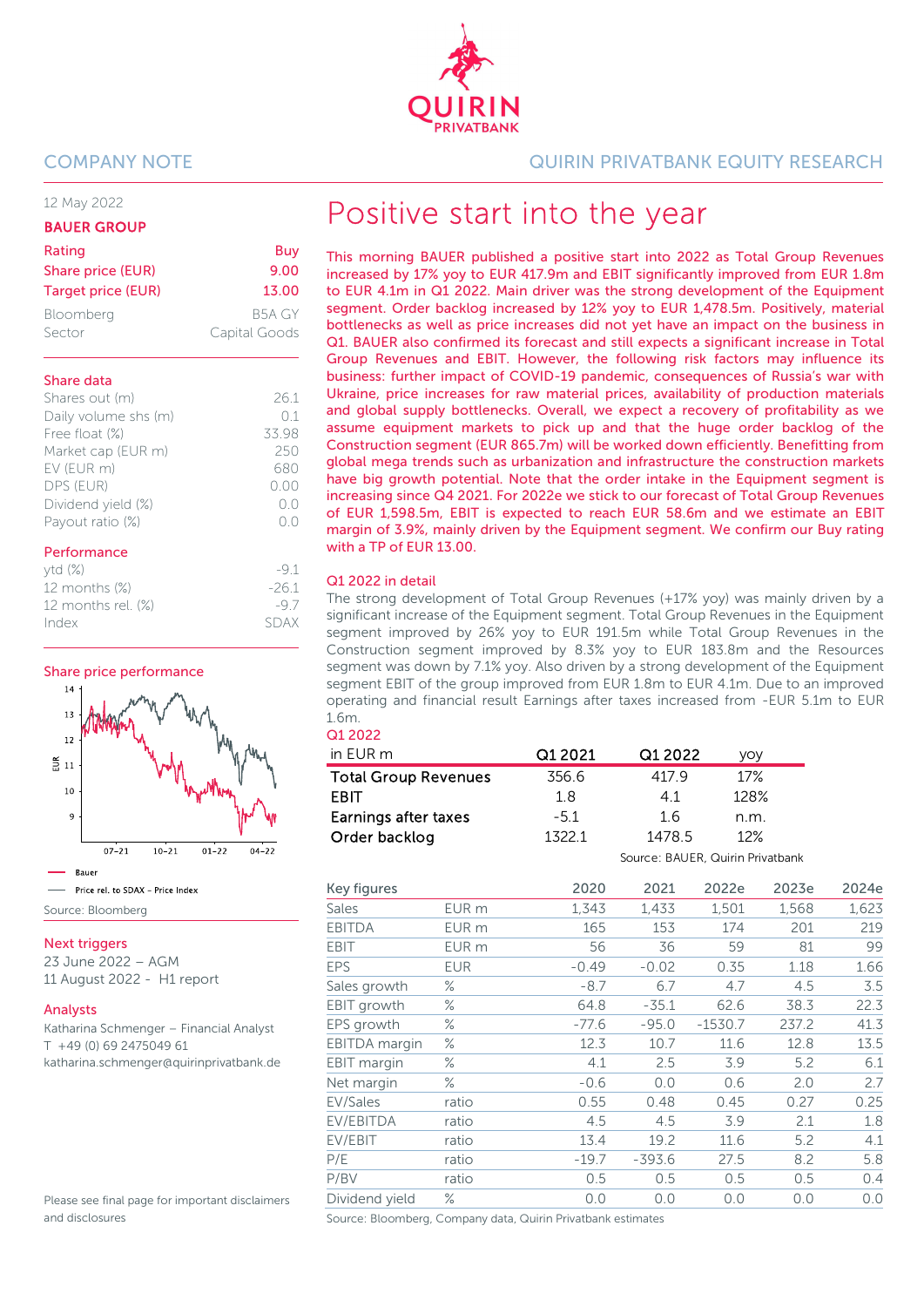COMPANY NOTE

QUIRIN PRIVATBANK EQUITY RESEARCH

12 May 2022

**BAUER GROUP**

| | |
|---|---|
| Rating | Buy |
| Share price (EUR) | 9.00 |
| Target price (EUR) | 13.00 |
| Bloomberg | B5A GY |
| Sector | Capital Goods |

**Share data**

| | |
|---|---|
| Shares out (m) | 26.1 |
| Daily volume shs (m) | 0.1 |
| Free float (%) | 33.98 |
| Market cap (EUR m) | 250 |
| EV (EUR m) | 680 |
| DPS (EUR) | 0.00 |
| Dividend yield (%) | 0.0 |
| Payout ratio (%) | 0.0 |

**Performance**

| | |
|---|---|
| ytd (%) | -9.1 |
| 12 months (%) | -26.1 |
| 12 months rel. (%) | -9.7 |
| Index | SDAX |

**Share price performance**

Bauer — Price rel. to SDAX – Price Index

Source: Bloomberg

**Next triggers**

23 June 2022 – AGM
11 August 2022 - H1 report

**Analysts**

Katharina Schmenger – Financial Analyst
T +49 (0) 69 2475049 61
katharina.schmenger@quirinprivatbank.de

Please see final page for important disclaimers and disclosures

# Positive start into the year

This morning BAUER published a positive start into 2022 as Total Group Revenues increased by 17% yoy to EUR 417.9m and EBIT significantly improved from EUR 1.8m to EUR 4.1m in Q1 2022. Main driver was the strong development of the Equipment segment. Order backlog increased by 12% yoy to EUR 1,478.5m. Positively, material bottlenecks as well as price increases did not yet have an impact on the business in Q1. BAUER also confirmed its forecast and still expects a significant increase in Total Group Revenues and EBIT. However, the following risk factors may influence its business: further impact of COVID-19 pandemic, consequences of Russia's war with Ukraine, price increases for raw material prices, availability of production materials and global supply bottlenecks. Overall, we expect a recovery of profitability as we assume equipment markets to pick up and that the huge order backlog of the Construction segment (EUR 865.7m) will be worked down efficiently. Benefitting from global mega trends such as urbanization and infrastructure the construction markets have big growth potential. Note that the order intake in the Equipment segment is increasing since Q4 2021. For 2022e we stick to our forecast of Total Group Revenues of EUR 1,598.5m, EBIT is expected to reach EUR 58.6m and we estimate an EBIT margin of 3.9%, mainly driven by the Equipment segment. We confirm our Buy rating with a TP of EUR 13.00.

## Q1 2022 in detail

The strong development of Total Group Revenues (+17% yoy) was mainly driven by a significant increase of the Equipment segment. Total Group Revenues in the Equipment segment improved by 26% yoy to EUR 191.5m while Total Group Revenues in the Construction segment improved by 8.3% yoy to EUR 183.8m and the Resources segment was down by 7.1% yoy. Also driven by a strong development of the Equipment segment EBIT of the group improved from EUR 1.8m to EUR 4.1m. Due to an improved operating and financial result Earnings after taxes increased from -EUR 5.1m to EUR 1.6m.

**Q1 2022**

| in EUR m | Q1 2021 | Q1 2022 | yoy |
|---|---|---|---|
| **Total Group Revenues** | 356.6 | 417.9 | 17% |
| **EBIT** | 1.8 | 4.1 | 128% |
| **Earnings after taxes** | -5.1 | 1.6 | n.m. |
| **Order backlog** | 1322.1 | 1478.5 | 12% |

Source: BAUER, Quirin Privatbank

| Key figures | | 2020 | 2021 | 2022e | 2023e | 2024e |
|---|---|---|---|---|---|---|
| Sales | EUR m | 1,343 | 1,433 | 1,501 | 1,568 | 1,623 |
| EBITDA | EUR m | 165 | 153 | 174 | 201 | 219 |
| EBIT | EUR m | 56 | 36 | 59 | 81 | 99 |
| EPS | EUR | -0.49 | -0.02 | 0.35 | 1.18 | 1.66 |
| Sales growth | % | -8.7 | 6.7 | 4.7 | 4.5 | 3.5 |
| EBIT growth | % | 64.8 | -35.1 | 62.6 | 38.3 | 22.3 |
| EPS growth | % | -77.6 | -95.0 | -1530.7 | 237.2 | 41.3 |
| EBITDA margin | % | 12.3 | 10.7 | 11.6 | 12.8 | 13.5 |
| EBIT margin | % | 4.1 | 2.5 | 3.9 | 5.2 | 6.1 |
| Net margin | % | -0.6 | 0.0 | 0.6 | 2.0 | 2.7 |
| EV/Sales | ratio | 0.55 | 0.48 | 0.45 | 0.27 | 0.25 |
| EV/EBITDA | ratio | 4.5 | 4.5 | 3.9 | 2.1 | 1.8 |
| EV/EBIT | ratio | 13.4 | 19.2 | 11.6 | 5.2 | 4.1 |
| P/E | ratio | -19.7 | -393.6 | 27.5 | 8.2 | 5.8 |
| P/BV | ratio | 0.5 | 0.5 | 0.5 | 0.5 | 0.4 |
| Dividend yield | % | 0.0 | 0.0 | 0.0 | 0.0 | 0.0 |

Source: Bloomberg, Company data, Quirin Privatbank estimates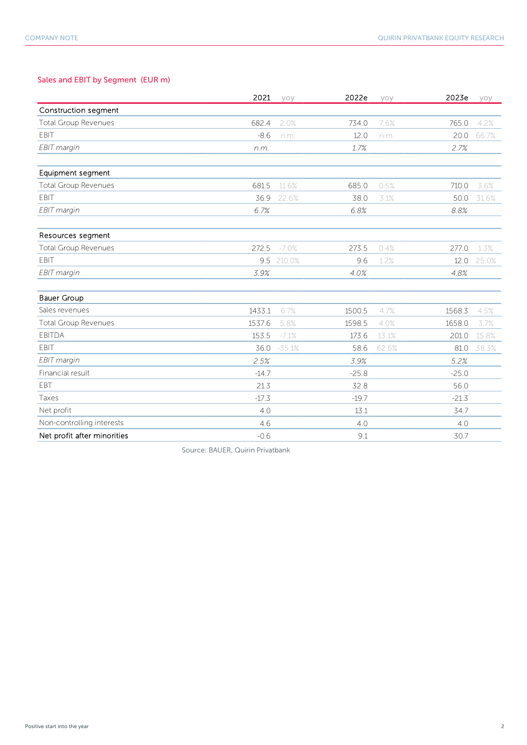## Sales and EBIT by Segment (EUR m)

| | 2021 | yoy | 2022e | yoy | 2023e | yoy |
|---|---|---|---|---|---|---|
| **Construction segment** | | | | | | |
| Total Group Revenues | 682.4 | 2.0% | 734.0 | 7.6% | 765.0 | 4.2% |
| EBIT | -8.6 | n.m. | 12.0 | n.m. | 20.0 | 66.7% |
| *EBIT margin* | *n.m.* | | *1.7%* | | *2.7%* | |
| **Equipment segment** | | | | | | |
| Total Group Revenues | 681.5 | 11.6% | 685.0 | 0.5% | 710.0 | 3.6% |
| EBIT | 36.9 | 22.6% | 38.0 | 3.1% | 50.0 | 31.6% |
| *EBIT margin* | *6.7%* | | *6.8%* | | *8.8%* | |
| **Resources segment** | | | | | | |
| Total Group Revenues | 272.5 | -7.0% | 273.5 | 0.4% | 277.0 | 1.3% |
| EBIT | 9.5 | 210.0% | 9.6 | 1.2% | 12.0 | 25.0% |
| *EBIT margin* | *3.9%* | | *4.0%* | | *4.8%* | |
| **Bauer Group** | | | | | | |
| Sales revenues | 1433.1 | 6.7% | 1500.5 | 4.7% | 1568.3 | 4.5% |
| Total Group Revenues | 1537.6 | 5.8% | 1598.5 | 4.0% | 1658.0 | 3.7% |
| EBITDA | 153.5 | -7.1% | 173.6 | 13.1% | 201.0 | 15.8% |
| EBIT | 36.0 | -35.1% | 58.6 | 62.6% | 81.0 | 38.3% |
| *EBIT margin* | *2.5%* | | *3.9%* | | *5.2%* | |
| Financial result | -14.7 | | -25.8 | | -25.0 | |
| EBT | 21.3 | | 32.8 | | 56.0 | |
| Taxes | -17.3 | | -19.7 | | -21.3 | |
| Net profit | 4.0 | | 13.1 | | 34.7 | |
| Non-controlling interests | 4.6 | | 4.0 | | 4.0 | |
| Net profit after minorities | -0.6 | | 9.1 | | 30.7 | |

Source: BAUER, Quirin Privatbank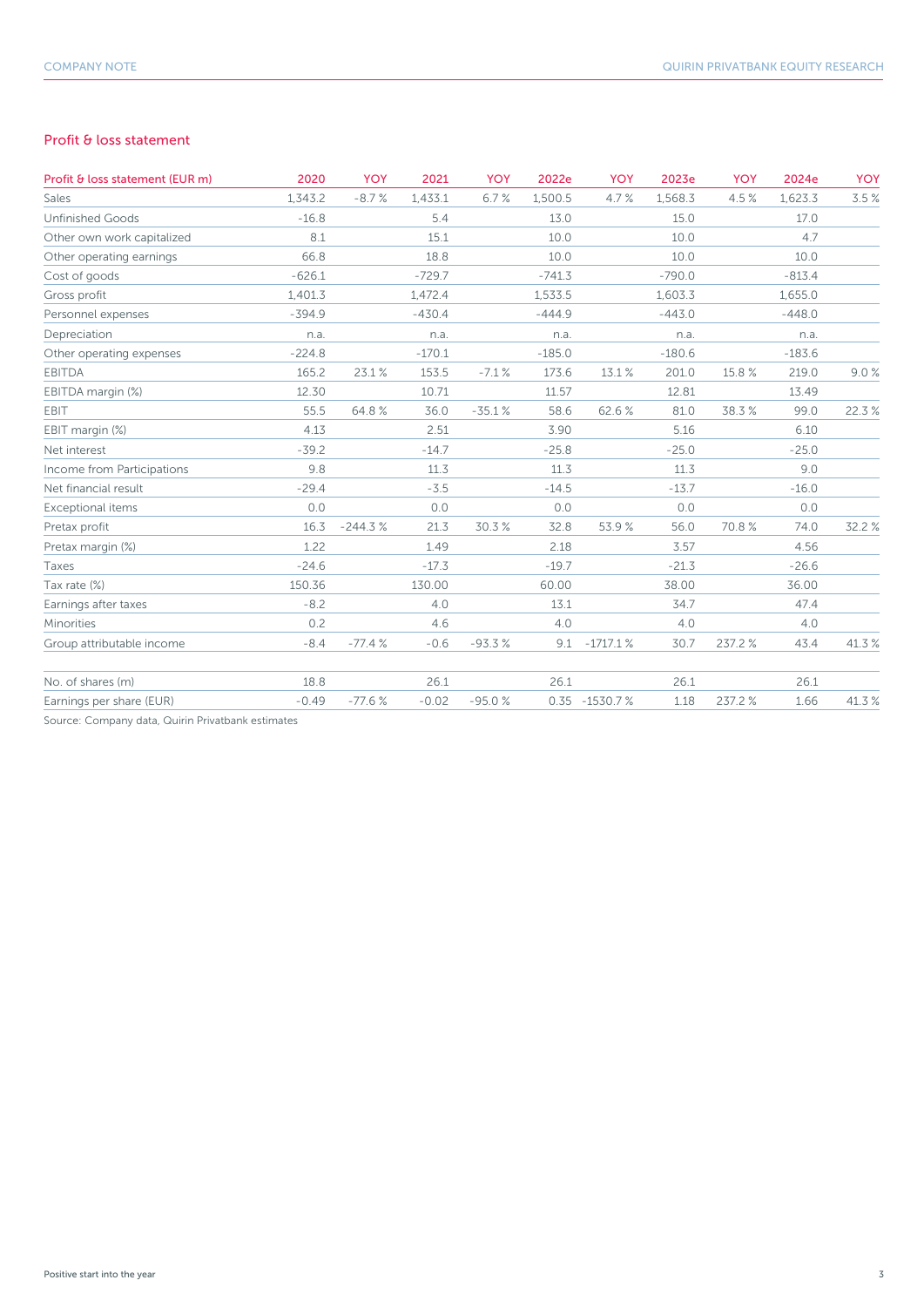## Profit & loss statement

| Profit & loss statement (EUR m) | 2020 | YOY | 2021 | YOY | 2022e | YOY | 2023e | YOY | 2024e | YOY |
|---|---|---|---|---|---|---|---|---|---|---|
| Sales | 1,343.2 | -8.7 % | 1,433.1 | 6.7 % | 1,500.5 | 4.7 % | 1,568.3 | 4.5 % | 1,623.3 | 3.5 % |
| Unfinished Goods | -16.8 | | 5.4 | | 13.0 | | 15.0 | | 17.0 | |
| Other own work capitalized | 8.1 | | 15.1 | | 10.0 | | 10.0 | | 4.7 | |
| Other operating earnings | 66.8 | | 18.8 | | 10.0 | | 10.0 | | 10.0 | |
| Cost of goods | -626.1 | | -729.7 | | -741.3 | | -790.0 | | -813.4 | |
| Gross profit | 1,401.3 | | 1,472.4 | | 1,533.5 | | 1,603.3 | | 1,655.0 | |
| Personnel expenses | -394.9 | | -430.4 | | -444.9 | | -443.0 | | -448.0 | |
| Depreciation | n.a. | | n.a. | | n.a. | | n.a. | | n.a. | |
| Other operating expenses | -224.8 | | -170.1 | | -185.0 | | -180.6 | | -183.6 | |
| EBITDA | 165.2 | 23.1 % | 153.5 | -7.1 % | 173.6 | 13.1 % | 201.0 | 15.8 % | 219.0 | 9.0 % |
| EBITDA margin (%) | 12.30 | | 10.71 | | 11.57 | | 12.81 | | 13.49 | |
| EBIT | 55.5 | 64.8 % | 36.0 | -35.1 % | 58.6 | 62.6 % | 81.0 | 38.3 % | 99.0 | 22.3 % |
| EBIT margin (%) | 4.13 | | 2.51 | | 3.90 | | 5.16 | | 6.10 | |
| Net interest | -39.2 | | -14.7 | | -25.8 | | -25.0 | | -25.0 | |
| Income from Participations | 9.8 | | 11.3 | | 11.3 | | 11.3 | | 9.0 | |
| Net financial result | -29.4 | | -3.5 | | -14.5 | | -13.7 | | -16.0 | |
| Exceptional items | 0.0 | | 0.0 | | 0.0 | | 0.0 | | 0.0 | |
| Pretax profit | 16.3 | -244.3 % | 21.3 | 30.3 % | 32.8 | 53.9 % | 56.0 | 70.8 % | 74.0 | 32.2 % |
| Pretax margin (%) | 1.22 | | 1.49 | | 2.18 | | 3.57 | | 4.56 | |
| Taxes | -24.6 | | -17.3 | | -19.7 | | -21.3 | | -26.6 | |
| Tax rate (%) | 150.36 | | 130.00 | | 60.00 | | 38.00 | | 36.00 | |
| Earnings after taxes | -8.2 | | 4.0 | | 13.1 | | 34.7 | | 47.4 | |
| Minorities | 0.2 | | 4.6 | | 4.0 | | 4.0 | | 4.0 | |
| Group attributable income | -8.4 | -77.4 % | -0.6 | -93.3 % | 9.1 | -1717.1 % | 30.7 | 237.2 % | 43.4 | 41.3 % |
| | | | | | | | | | | |
| No. of shares (m) | 18.8 | | 26.1 | | 26.1 | | 26.1 | | 26.1 | |
| Earnings per share (EUR) | -0.49 | -77.6 % | -0.02 | -95.0 % | 0.35 | -1530.7 % | 1.18 | 237.2 % | 1.66 | 41.3 % |

Source: Company data, Quirin Privatbank estimates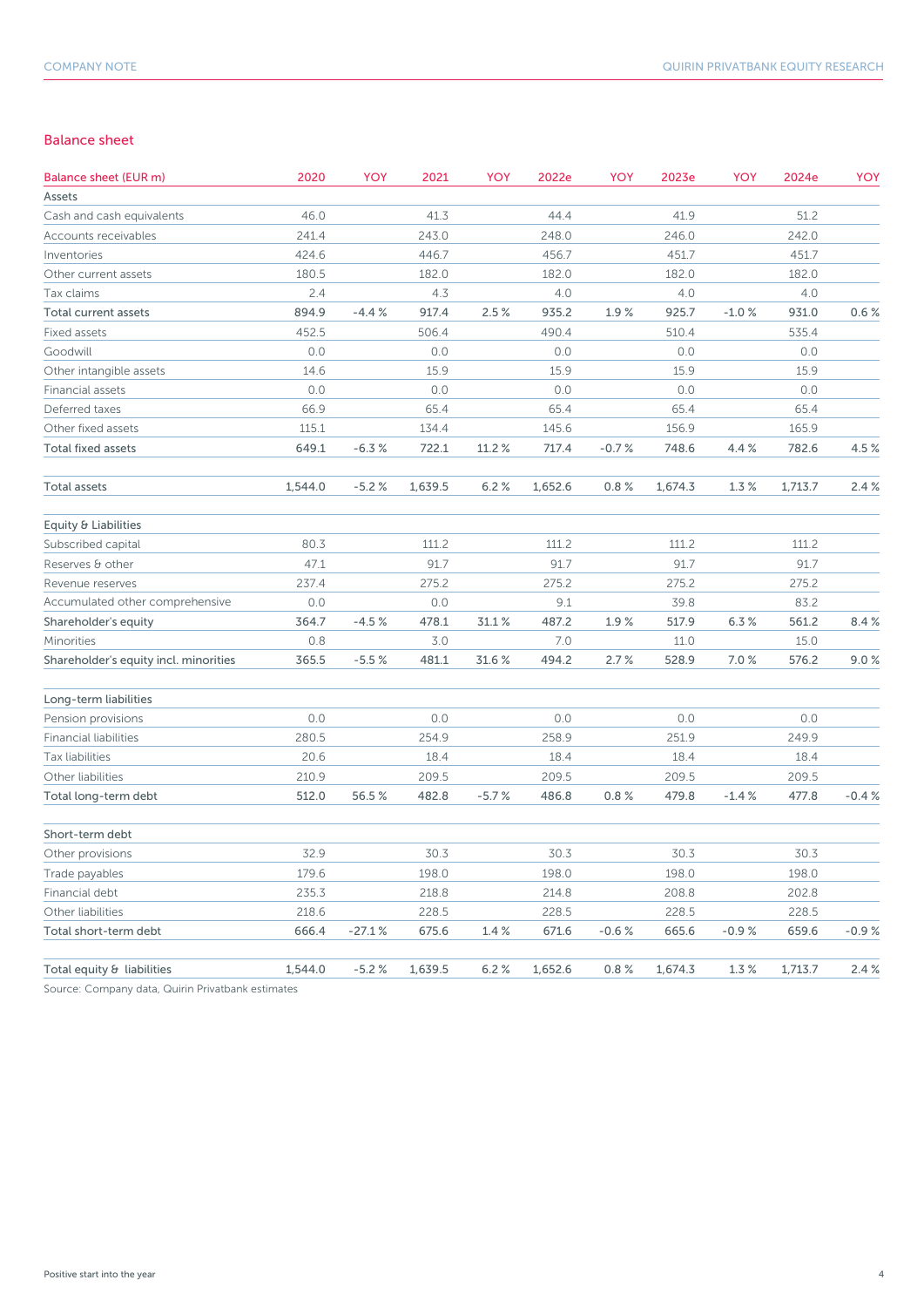## Balance sheet

| Balance sheet (EUR m) | 2020 | YOY | 2021 | YOY | 2022e | YOY | 2023e | YOY | 2024e | YOY |
|---|---|---|---|---|---|---|---|---|---|---|
| Assets | | | | | | | | | | |
| Cash and cash equivalents | 46.0 | | 41.3 | | 44.4 | | 41.9 | | 51.2 | |
| Accounts receivables | 241.4 | | 243.0 | | 248.0 | | 246.0 | | 242.0 | |
| Inventories | 424.6 | | 446.7 | | 456.7 | | 451.7 | | 451.7 | |
| Other current assets | 180.5 | | 182.0 | | 182.0 | | 182.0 | | 182.0 | |
| Tax claims | 2.4 | | 4.3 | | 4.0 | | 4.0 | | 4.0 | |
| Total current assets | 894.9 | -4.4 % | 917.4 | 2.5 % | 935.2 | 1.9 % | 925.7 | -1.0 % | 931.0 | 0.6 % |
| Fixed assets | 452.5 | | 506.4 | | 490.4 | | 510.4 | | 535.4 | |
| Goodwill | 0.0 | | 0.0 | | 0.0 | | 0.0 | | 0.0 | |
| Other intangible assets | 14.6 | | 15.9 | | 15.9 | | 15.9 | | 15.9 | |
| Financial assets | 0.0 | | 0.0 | | 0.0 | | 0.0 | | 0.0 | |
| Deferred taxes | 66.9 | | 65.4 | | 65.4 | | 65.4 | | 65.4 | |
| Other fixed assets | 115.1 | | 134.4 | | 145.6 | | 156.9 | | 165.9 | |
| Total fixed assets | 649.1 | -6.3 % | 722.1 | 11.2 % | 717.4 | -0.7 % | 748.6 | 4.4 % | 782.6 | 4.5 % |
| | | | | | | | | | | |
| Total assets | 1,544.0 | -5.2 % | 1,639.5 | 6.2 % | 1,652.6 | 0.8 % | 1,674.3 | 1.3 % | 1,713.7 | 2.4 % |
| | | | | | | | | | | |
| Equity & Liabilities | | | | | | | | | | |
| Subscribed capital | 80.3 | | 111.2 | | 111.2 | | 111.2 | | 111.2 | |
| Reserves & other | 47.1 | | 91.7 | | 91.7 | | 91.7 | | 91.7 | |
| Revenue reserves | 237.4 | | 275.2 | | 275.2 | | 275.2 | | 275.2 | |
| Accumulated other comprehensive | 0.0 | | 0.0 | | 9.1 | | 39.8 | | 83.2 | |
| Shareholder's equity | 364.7 | -4.5 % | 478.1 | 31.1 % | 487.2 | 1.9 % | 517.9 | 6.3 % | 561.2 | 8.4 % |
| Minorities | 0.8 | | 3.0 | | 7.0 | | 11.0 | | 15.0 | |
| Shareholder's equity incl. minorities | 365.5 | -5.5 % | 481.1 | 31.6 % | 494.2 | 2.7 % | 528.9 | 7.0 % | 576.2 | 9.0 % |
| | | | | | | | | | | |
| Long-term liabilities | | | | | | | | | | |
| Pension provisions | 0.0 | | 0.0 | | 0.0 | | 0.0 | | 0.0 | |
| Financial liabilities | 280.5 | | 254.9 | | 258.9 | | 251.9 | | 249.9 | |
| Tax liabilities | 20.6 | | 18.4 | | 18.4 | | 18.4 | | 18.4 | |
| Other liabilities | 210.9 | | 209.5 | | 209.5 | | 209.5 | | 209.5 | |
| Total long-term debt | 512.0 | 56.5 % | 482.8 | -5.7 % | 486.8 | 0.8 % | 479.8 | -1.4 % | 477.8 | -0.4 % |
| | | | | | | | | | | |
| Short-term debt | | | | | | | | | | |
| Other provisions | 32.9 | | 30.3 | | 30.3 | | 30.3 | | 30.3 | |
| Trade payables | 179.6 | | 198.0 | | 198.0 | | 198.0 | | 198.0 | |
| Financial debt | 235.3 | | 218.8 | | 214.8 | | 208.8 | | 202.8 | |
| Other liabilities | 218.6 | | 228.5 | | 228.5 | | 228.5 | | 228.5 | |
| Total short-term debt | 666.4 | -27.1 % | 675.6 | 1.4 % | 671.6 | -0.6 % | 665.6 | -0.9 % | 659.6 | -0.9 % |
| | | | | | | | | | | |
| Total equity & liabilities | 1,544.0 | -5.2 % | 1,639.5 | 6.2 % | 1,652.6 | 0.8 % | 1,674.3 | 1.3 % | 1,713.7 | 2.4 % |

Source: Company data, Quirin Privatbank estimates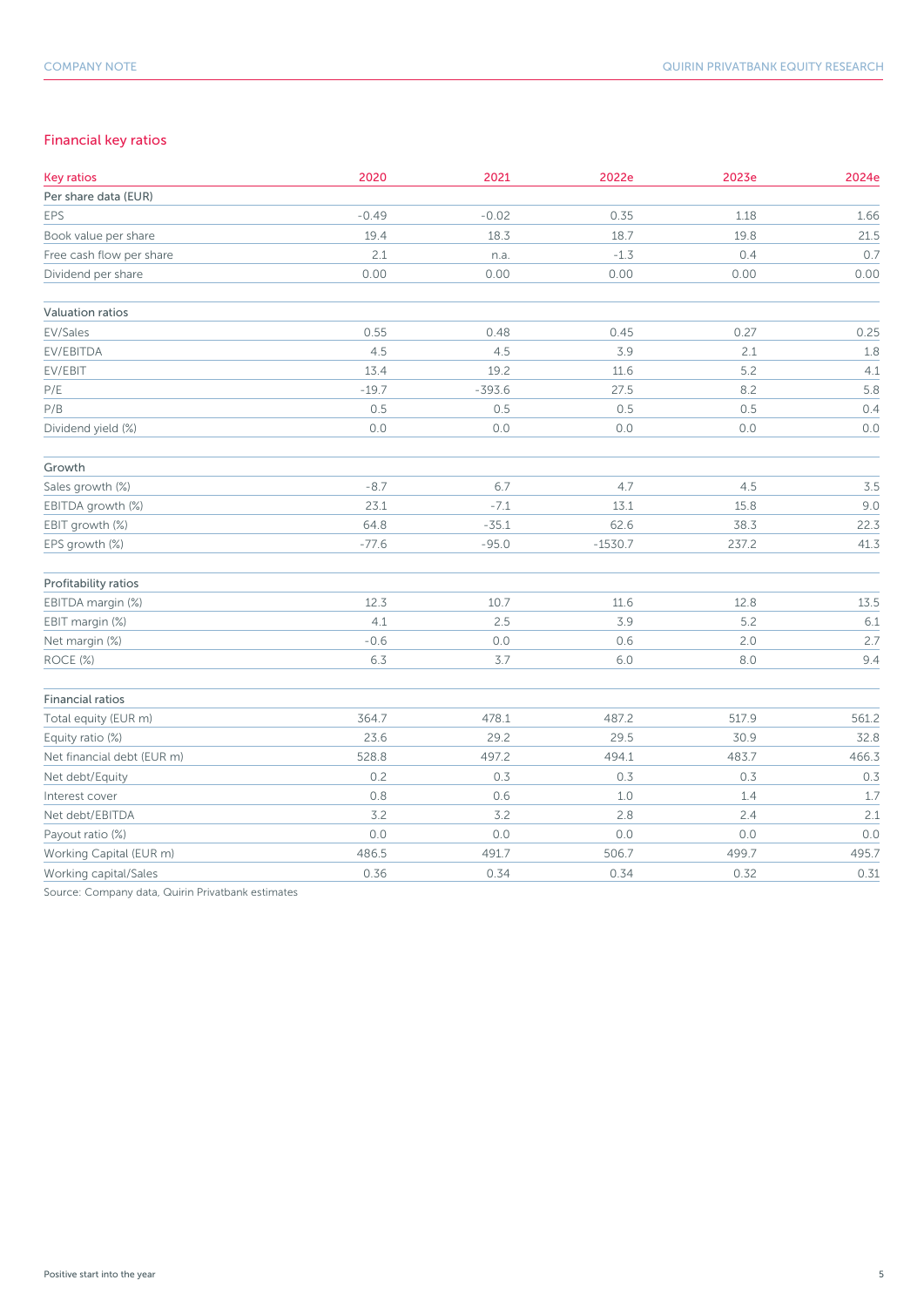## Financial key ratios

| Key ratios | 2020 | 2021 | 2022e | 2023e | 2024e |
|---|---|---|---|---|---|
| **Per share data (EUR)** | | | | | |
| EPS | -0.49 | -0.02 | 0.35 | 1.18 | 1.66 |
| Book value per share | 19.4 | 18.3 | 18.7 | 19.8 | 21.5 |
| Free cash flow per share | 2.1 | n.a. | -1.3 | 0.4 | 0.7 |
| Dividend per share | 0.00 | 0.00 | 0.00 | 0.00 | 0.00 |
| | | | | | |
| **Valuation ratios** | | | | | |
| EV/Sales | 0.55 | 0.48 | 0.45 | 0.27 | 0.25 |
| EV/EBITDA | 4.5 | 4.5 | 3.9 | 2.1 | 1.8 |
| EV/EBIT | 13.4 | 19.2 | 11.6 | 5.2 | 4.1 |
| P/E | -19.7 | -393.6 | 27.5 | 8.2 | 5.8 |
| P/B | 0.5 | 0.5 | 0.5 | 0.5 | 0.4 |
| Dividend yield (%) | 0.0 | 0.0 | 0.0 | 0.0 | 0.0 |
| | | | | | |
| **Growth** | | | | | |
| Sales growth (%) | -8.7 | 6.7 | 4.7 | 4.5 | 3.5 |
| EBITDA growth (%) | 23.1 | -7.1 | 13.1 | 15.8 | 9.0 |
| EBIT growth (%) | 64.8 | -35.1 | 62.6 | 38.3 | 22.3 |
| EPS growth (%) | -77.6 | -95.0 | -1530.7 | 237.2 | 41.3 |
| | | | | | |
| **Profitability ratios** | | | | | |
| EBITDA margin (%) | 12.3 | 10.7 | 11.6 | 12.8 | 13.5 |
| EBIT margin (%) | 4.1 | 2.5 | 3.9 | 5.2 | 6.1 |
| Net margin (%) | -0.6 | 0.0 | 0.6 | 2.0 | 2.7 |
| ROCE (%) | 6.3 | 3.7 | 6.0 | 8.0 | 9.4 |
| | | | | | |
| **Financial ratios** | | | | | |
| Total equity (EUR m) | 364.7 | 478.1 | 487.2 | 517.9 | 561.2 |
| Equity ratio (%) | 23.6 | 29.2 | 29.5 | 30.9 | 32.8 |
| Net financial debt (EUR m) | 528.8 | 497.2 | 494.1 | 483.7 | 466.3 |
| Net debt/Equity | 0.2 | 0.3 | 0.3 | 0.3 | 0.3 |
| Interest cover | 0.8 | 0.6 | 1.0 | 1.4 | 1.7 |
| Net debt/EBITDA | 3.2 | 3.2 | 2.8 | 2.4 | 2.1 |
| Payout ratio (%) | 0.0 | 0.0 | 0.0 | 0.0 | 0.0 |
| Working Capital (EUR m) | 486.5 | 491.7 | 506.7 | 499.7 | 495.7 |
| Working capital/Sales | 0.36 | 0.34 | 0.34 | 0.32 | 0.31 |

Source: Company data, Quirin Privatbank estimates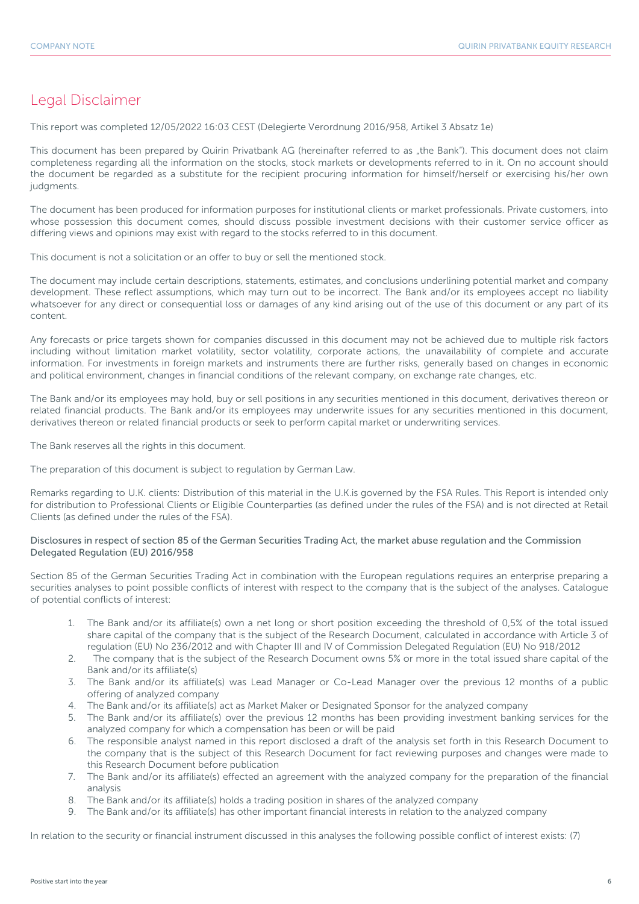# Legal Disclaimer

This report was completed 12/05/2022 16:03 CEST (Delegierte Verordnung 2016/958, Artikel 3 Absatz 1e)

This document has been prepared by Quirin Privatbank AG (hereinafter referred to as „the Bank"). This document does not claim completeness regarding all the information on the stocks, stock markets or developments referred to in it. On no account should the document be regarded as a substitute for the recipient procuring information for himself/herself or exercising his/her own judgments.

The document has been produced for information purposes for institutional clients or market professionals. Private customers, into whose possession this document comes, should discuss possible investment decisions with their customer service officer as differing views and opinions may exist with regard to the stocks referred to in this document.

This document is not a solicitation or an offer to buy or sell the mentioned stock.

The document may include certain descriptions, statements, estimates, and conclusions underlining potential market and company development. These reflect assumptions, which may turn out to be incorrect. The Bank and/or its employees accept no liability whatsoever for any direct or consequential loss or damages of any kind arising out of the use of this document or any part of its content.

Any forecasts or price targets shown for companies discussed in this document may not be achieved due to multiple risk factors including without limitation market volatility, sector volatility, corporate actions, the unavailability of complete and accurate information. For investments in foreign markets and instruments there are further risks, generally based on changes in economic and political environment, changes in financial conditions of the relevant company, on exchange rate changes, etc.

The Bank and/or its employees may hold, buy or sell positions in any securities mentioned in this document, derivatives thereon or related financial products. The Bank and/or its employees may underwrite issues for any securities mentioned in this document, derivatives thereon or related financial products or seek to perform capital market or underwriting services.

The Bank reserves all the rights in this document.

The preparation of this document is subject to regulation by German Law.

Remarks regarding to U.K. clients: Distribution of this material in the U.K.is governed by the FSA Rules. This Report is intended only for distribution to Professional Clients or Eligible Counterparties (as defined under the rules of the FSA) and is not directed at Retail Clients (as defined under the rules of the FSA).

Disclosures in respect of section 85 of the German Securities Trading Act, the market abuse regulation and the Commission Delegated Regulation (EU) 2016/958

Section 85 of the German Securities Trading Act in combination with the European regulations requires an enterprise preparing a securities analyses to point possible conflicts of interest with respect to the company that is the subject of the analyses. Catalogue of potential conflicts of interest:

1. The Bank and/or its affiliate(s) own a net long or short position exceeding the threshold of 0,5% of the total issued share capital of the company that is the subject of the Research Document, calculated in accordance with Article 3 of regulation (EU) No 236/2012 and with Chapter III and IV of Commission Delegated Regulation (EU) No 918/2012
2. The company that is the subject of the Research Document owns 5% or more in the total issued share capital of the Bank and/or its affiliate(s)
3. The Bank and/or its affiliate(s) was Lead Manager or Co-Lead Manager over the previous 12 months of a public offering of analyzed company
4. The Bank and/or its affiliate(s) act as Market Maker or Designated Sponsor for the analyzed company
5. The Bank and/or its affiliate(s) over the previous 12 months has been providing investment banking services for the analyzed company for which a compensation has been or will be paid
6. The responsible analyst named in this report disclosed a draft of the analysis set forth in this Research Document to the company that is the subject of this Research Document for fact reviewing purposes and changes were made to this Research Document before publication
7. The Bank and/or its affiliate(s) effected an agreement with the analyzed company for the preparation of the financial analysis
8. The Bank and/or its affiliate(s) holds a trading position in shares of the analyzed company
9. The Bank and/or its affiliate(s) has other important financial interests in relation to the analyzed company

In relation to the security or financial instrument discussed in this analyses the following possible conflict of interest exists: (7)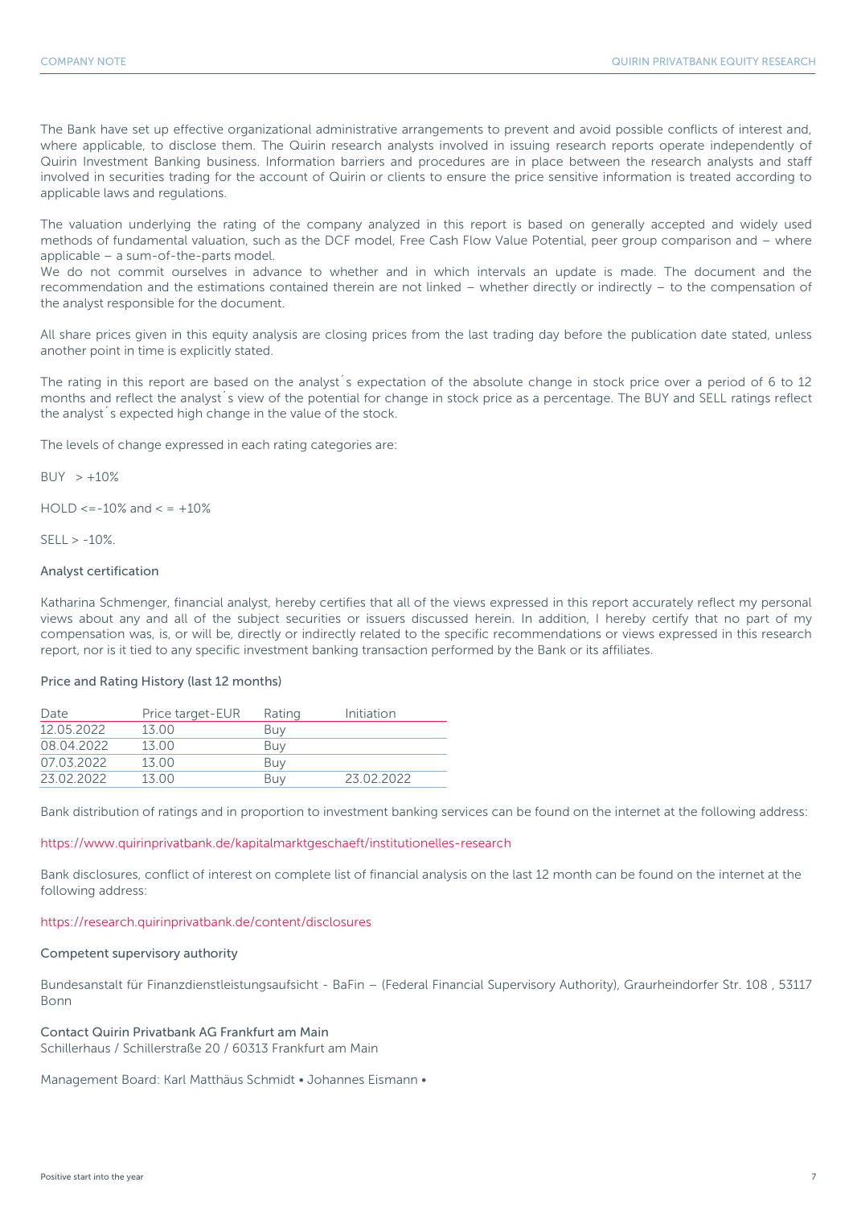The Bank have set up effective organizational administrative arrangements to prevent and avoid possible conflicts of interest and, where applicable, to disclose them. The Quirin research analysts involved in issuing research reports operate independently of Quirin Investment Banking business. Information barriers and procedures are in place between the research analysts and staff involved in securities trading for the account of Quirin or clients to ensure the price sensitive information is treated according to applicable laws and regulations.

The valuation underlying the rating of the company analyzed in this report is based on generally accepted and widely used methods of fundamental valuation, such as the DCF model, Free Cash Flow Value Potential, peer group comparison and – where applicable – a sum-of-the-parts model.
We do not commit ourselves in advance to whether and in which intervals an update is made. The document and the recommendation and the estimations contained therein are not linked – whether directly or indirectly – to the compensation of the analyst responsible for the document.

All share prices given in this equity analysis are closing prices from the last trading day before the publication date stated, unless another point in time is explicitly stated.

The rating in this report are based on the analyst´s expectation of the absolute change in stock price over a period of 6 to 12 months and reflect the analyst´s view of the potential for change in stock price as a percentage. The BUY and SELL ratings reflect the analyst´s expected high change in the value of the stock.

The levels of change expressed in each rating categories are:

BUY > +10%

HOLD <=-10% and < = +10%

SELL > -10%.

### Analyst certification

Katharina Schmenger, financial analyst, hereby certifies that all of the views expressed in this report accurately reflect my personal views about any and all of the subject securities or issuers discussed herein. In addition, I hereby certify that no part of my compensation was, is, or will be, directly or indirectly related to the specific recommendations or views expressed in this research report, nor is it tied to any specific investment banking transaction performed by the Bank or its affiliates.

### Price and Rating History (last 12 months)

| Date | Price target-EUR | Rating | Initiation |
|---|---|---|---|
| 12.05.2022 | 13.00 | Buy | |
| 08.04.2022 | 13.00 | Buy | |
| 07.03.2022 | 13.00 | Buy | |
| 23.02.2022 | 13.00 | Buy | 23.02.2022 |

Bank distribution of ratings and in proportion to investment banking services can be found on the internet at the following address:

https://www.quirinprivatbank.de/kapitalmarktgeschaeft/institutionelles-research

Bank disclosures, conflict of interest on complete list of financial analysis on the last 12 month can be found on the internet at the following address:

https://research.quirinprivatbank.de/content/disclosures

### Competent supervisory authority

Bundesanstalt für Finanzdienstleistungsaufsicht - BaFin – (Federal Financial Supervisory Authority), Graurheindorfer Str. 108 , 53117 Bonn

### Contact Quirin Privatbank AG Frankfurt am Main

Schillerhaus / Schillerstraße 20 / 60313 Frankfurt am Main

Management Board: Karl Matthäus Schmidt • Johannes Eismann •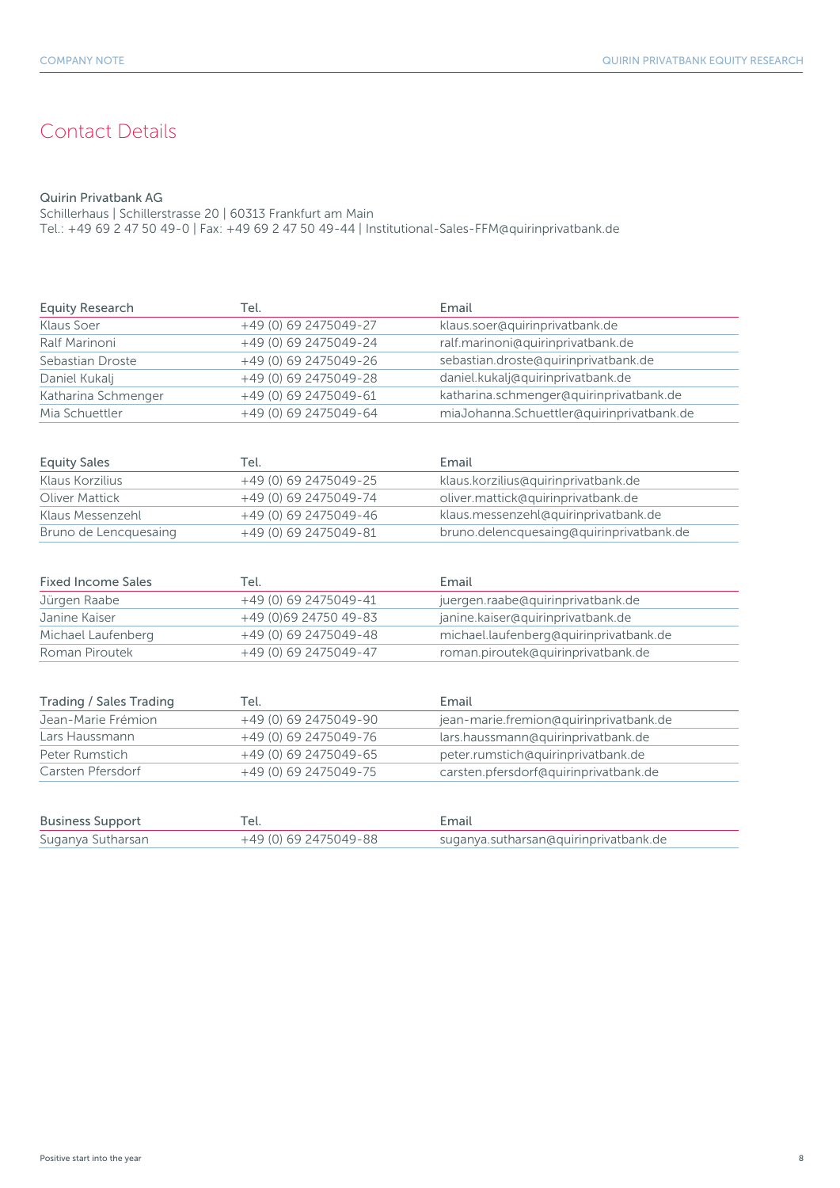# Contact Details

Quirin Privatbank AG
Schillerhaus | Schillerstrasse 20 | 60313 Frankfurt am Main
Tel.: +49 69 2 47 50 49-0 | Fax: +49 69 2 47 50 49-44 | Institutional-Sales-FFM@quirinprivatbank.de

| Equity Research | Tel. | Email |
|---|---|---|
| Klaus Soer | +49 (0) 69 2475049-27 | klaus.soer@quirinprivatbank.de |
| Ralf Marinoni | +49 (0) 69 2475049-24 | ralf.marinoni@quirinprivatbank.de |
| Sebastian Droste | +49 (0) 69 2475049-26 | sebastian.droste@quirinprivatbank.de |
| Daniel Kukalj | +49 (0) 69 2475049-28 | daniel.kukalj@quirinprivatbank.de |
| Katharina Schmenger | +49 (0) 69 2475049-61 | katharina.schmenger@quirinprivatbank.de |
| Mia Schuettler | +49 (0) 69 2475049-64 | miaJohanna.Schuettler@quirinprivatbank.de |

| Equity Sales | Tel. | Email |
|---|---|---|
| Klaus Korzilius | +49 (0) 69 2475049-25 | klaus.korzilius@quirinprivatbank.de |
| Oliver Mattick | +49 (0) 69 2475049-74 | oliver.mattick@quirinprivatbank.de |
| Klaus Messenzehl | +49 (0) 69 2475049-46 | klaus.messenzehl@quirinprivatbank.de |
| Bruno de Lencquesaing | +49 (0) 69 2475049-81 | bruno.delencquesaing@quirinprivatbank.de |

| Fixed Income Sales | Tel. | Email |
|---|---|---|
| Jürgen Raabe | +49 (0) 69 2475049-41 | juergen.raabe@quirinprivatbank.de |
| Janine Kaiser | +49 (0)69 24750 49-83 | janine.kaiser@quirinprivatbank.de |
| Michael Laufenberg | +49 (0) 69 2475049-48 | michael.laufenberg@quirinprivatbank.de |
| Roman Piroutek | +49 (0) 69 2475049-47 | roman.piroutek@quirinprivatbank.de |

| Trading / Sales Trading | Tel. | Email |
|---|---|---|
| Jean-Marie Frémion | +49 (0) 69 2475049-90 | jean-marie.fremion@quirinprivatbank.de |
| Lars Haussmann | +49 (0) 69 2475049-76 | lars.haussmann@quirinprivatbank.de |
| Peter Rumstich | +49 (0) 69 2475049-65 | peter.rumstich@quirinprivatbank.de |
| Carsten Pfersdorf | +49 (0) 69 2475049-75 | carsten.pfersdorf@quirinprivatbank.de |

| Business Support | Tel. | Email |
|---|---|---|
| Suganya Sutharsan | +49 (0) 69 2475049-88 | suganya.sutharsan@quirinprivatbank.de |